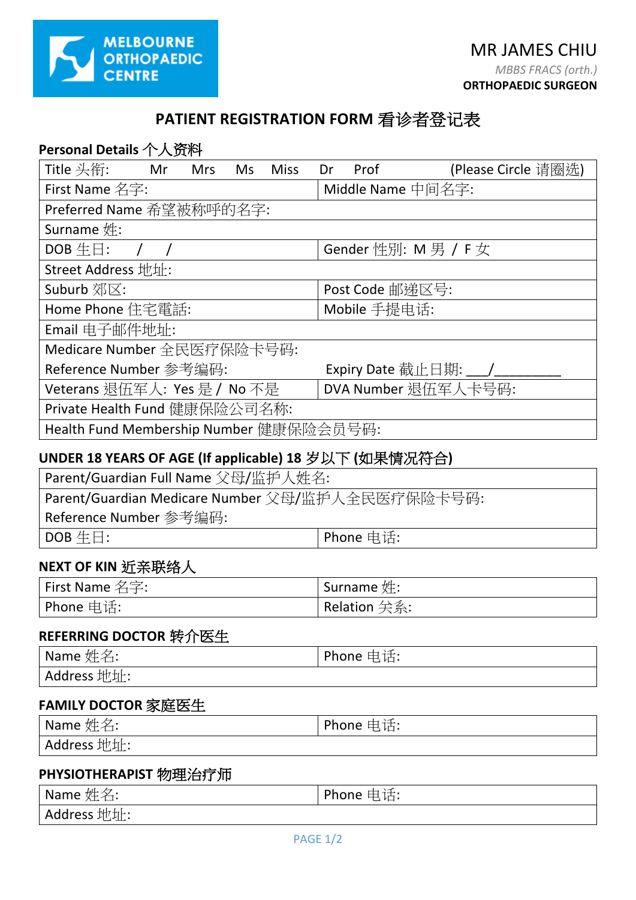MELBOURNE ORTHOPAEDIC CENTRE

MR JAMES CHIU
*MBBS FRACS (orth.)*
**ORTHOPAEDIC SURGEON**

# PATIENT REGISTRATION FORM 看诊者登记表

## Personal Details 个人资料

| | |
|---|---|
| Title 头衔: Mr Mrs Ms Miss Dr Prof (Please Circle 请圈选) | |
| First Name 名字: | Middle Name 中间名字: |
| Preferred Name 希望被称呼的名字: | |
| Surname 姓: | |
| DOB 生日: / / | Gender 性别: M 男 / F 女 |
| Street Address 地址: | |
| Suburb 郊区: | Post Code 邮递区号: |
| Home Phone 住宅電話: | Mobile 手提电话: |
| Email 电子邮件地址: | |
| Medicare Number 全民医疗保险卡号码:<br>Reference Number 参考编码: | <br>Expiry Date 截止日期: ___/_________ |
| Veterans 退伍军人: Yes 是 / No 不是 | DVA Number 退伍军人卡号码: |
| Private Health Fund 健康保险公司名称: | |
| Health Fund Membership Number 健康保险会员号码: | |

## UNDER 18 YEARS OF AGE (If applicable) 18 岁以下 (如果情况符合)

| | |
|---|---|
| Parent/Guardian Full Name 父母/监护人姓名: | |
| Parent/Guardian Medicare Number 父母/监护人全民医疗保险卡号码:<br>Reference Number 参考编码: | |
| DOB 生日: | Phone 电话: |

## NEXT OF KIN 近亲联络人

| | |
|---|---|
| First Name 名字: | Surname 姓: |
| Phone 电话: | Relation 关系: |

## REFERRING DOCTOR 转介医生

| | |
|---|---|
| Name 姓名: | Phone 电话: |
| Address 地址: | |

## FAMILY DOCTOR 家庭医生

| | |
|---|---|
| Name 姓名: | Phone 电话: |
| Address 地址: | |

## PHYSIOTHERAPIST 物理治疗师

| | |
|---|---|
| Name 姓名: | Phone 电话: |
| Address 地址: | |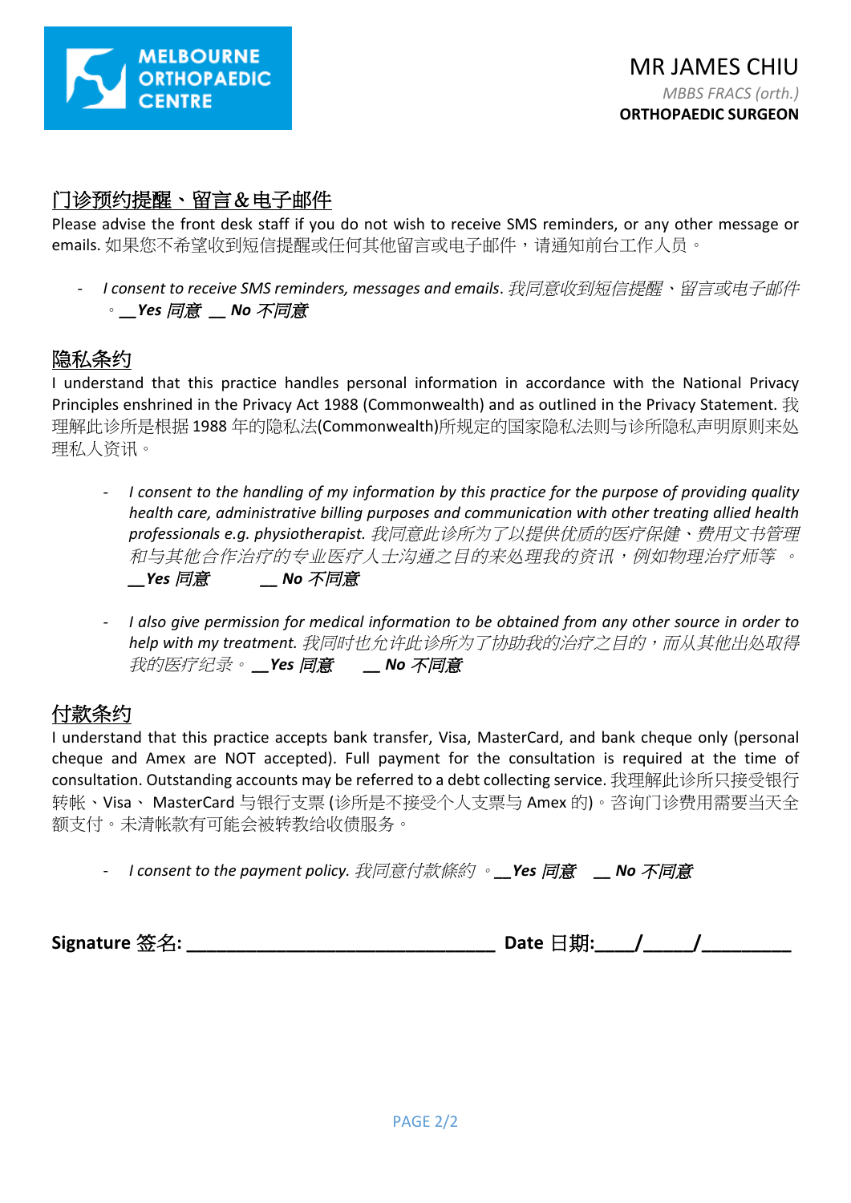**MELBOURNE ORTHOPAEDIC CENTRE**

**MR JAMES CHIU**
*MBBS FRACS (orth.)*
**ORTHOPAEDIC SURGEON**

## 门诊预约提醒、留言＆电子邮件

Please advise the front desk staff if you do not wish to receive SMS reminders, or any other message or emails. 如果您不希望收到短信提醒或任何其他留言或电子邮件，请通知前台工作人员。

- *I consent to receive SMS reminders, messages and emails. 我同意收到短信提醒、留言或电子邮件*。***__Yes 同意 __ No 不同意***

## 隐私条约

I understand that this practice handles personal information in accordance with the National Privacy Principles enshrined in the Privacy Act 1988 (Commonwealth) and as outlined in the Privacy Statement. 我理解此诊所是根据 1988 年的隐私法(Commonwealth)所规定的国家隐私法则与诊所隐私声明原则来处理私人资讯。

- *I consent to the handling of my information by this practice for the purpose of providing quality health care, administrative billing purposes and communication with other treating allied health professionals e.g. physiotherapist. 我同意此诊所为了以提供优质的医疗保健、费用文书管理和与其他合作治疗的专业医疗人士沟通之目的来处理我的资讯，例如物理治疗师等* 。***__Yes 同意 __ No 不同意***

- *I also give permission for medical information to be obtained from any other source in order to help with my treatment. 我同时也允许此诊所为了协助我的治疗之目的，而从其他出处取得我的医疗纪录*。***__Yes 同意 __ No 不同意***

## 付款条约

I understand that this practice accepts bank transfer, Visa, MasterCard, and bank cheque only (personal cheque and Amex are NOT accepted). Full payment for the consultation is required at the time of consultation. Outstanding accounts may be referred to a debt collecting service. 我理解此诊所只接受银行转帐、Visa、 MasterCard 与银行支票 (诊所是不接受个人支票与 Amex 的)。咨询门诊费用需要当天全额支付。未清帐款有可能会被转教给收债服务。

- *I consent to the payment policy. 我同意付款條約* 。***__Yes 同意 __ No 不同意***

**Signature 签名: ______________________________ Date 日期:____/_____/_________**